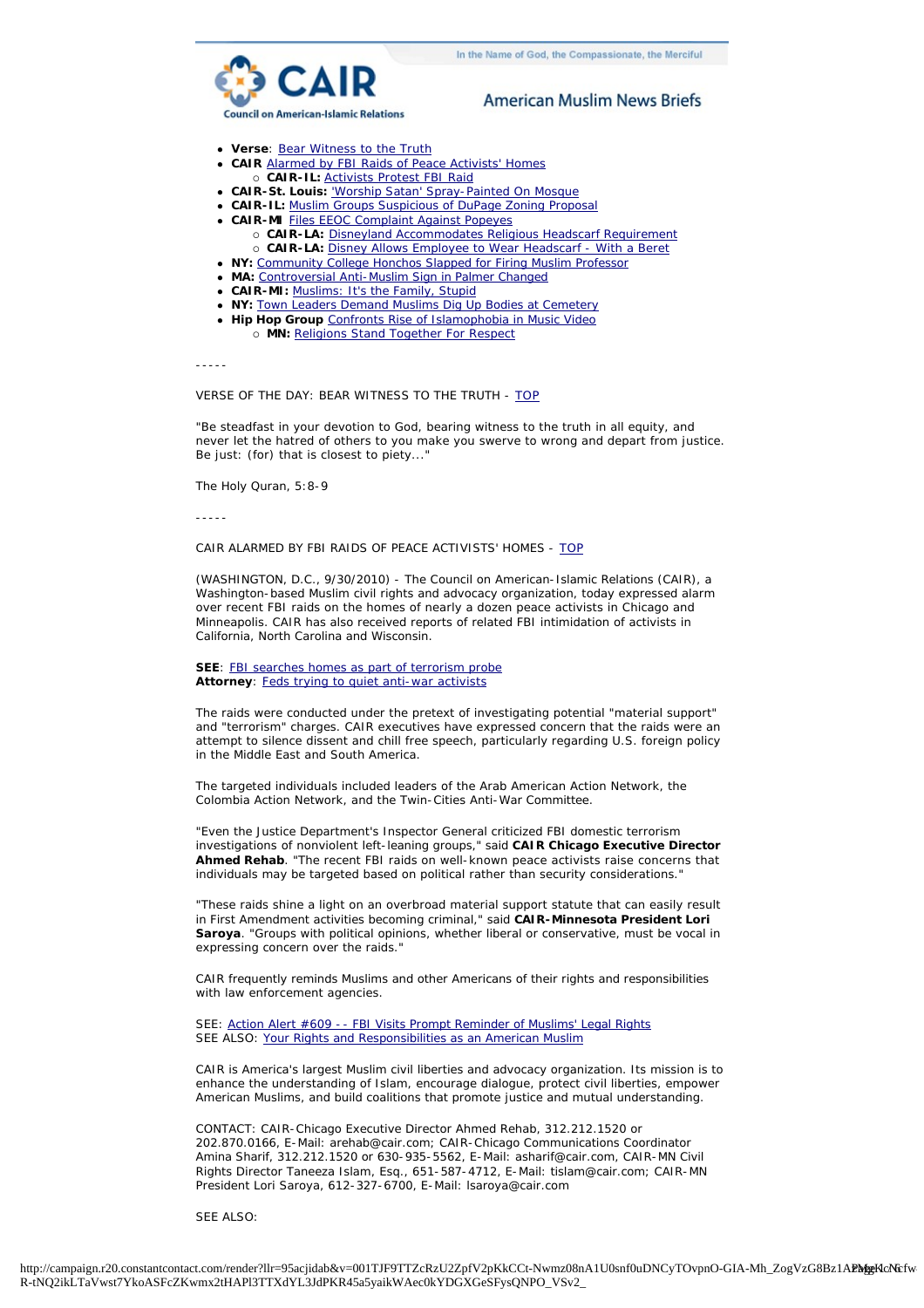In the Name of God, the Compassionate, the Merciful

CAIR

Council on American-Islamic Relations

American Muslim News Briefs

- **Verse**: Bear Witness to the Truth
- **CAIR** Alarmed by FBI Raids of Peace Activists' Homes
  - **CAIR-IL:** Activists Protest FBI Raid
- **CAIR-St. Louis:** 'Worship Satan' Spray-Painted On Mosque
- **CAIR-IL:** Muslim Groups Suspicious of DuPage Zoning Proposal
- **CAIR-MI** Files EEOC Complaint Against Popeyes
  - **CAIR-LA:** Disneyland Accommodates Religious Headscarf Requirement
  - **CAIR-LA:** Disney Allows Employee to Wear Headscarf - With a Beret
- **NY:** Community College Honchos Slapped for Firing Muslim Professor
- **MA:** Controversial Anti-Muslim Sign in Palmer Changed
- **CAIR-MI:** Muslims: It's the Family, Stupid
- **NY:** Town Leaders Demand Muslims Dig Up Bodies at Cemetery
- **Hip Hop Group** Confronts Rise of Islamophobia in Music Video
  - **MN:** Religions Stand Together For Respect

-----

VERSE OF THE DAY: BEAR WITNESS TO THE TRUTH - TOP

"Be steadfast in your devotion to God, bearing witness to the truth in all equity, and never let the hatred of others to you make you swerve to wrong and depart from justice. Be just: (for) that is closest to piety..."

The Holy Quran, 5:8-9

-----

CAIR ALARMED BY FBI RAIDS OF PEACE ACTIVISTS' HOMES - TOP

(WASHINGTON, D.C., 9/30/2010) - The Council on American-Islamic Relations (CAIR), a Washington-based Muslim civil rights and advocacy organization, today expressed alarm over recent FBI raids on the homes of nearly a dozen peace activists in Chicago and Minneapolis. CAIR has also received reports of related FBI intimidation of activists in California, North Carolina and Wisconsin.

**SEE**: FBI searches homes as part of terrorism probe
**Attorney**: Feds trying to quiet anti-war activists

The raids were conducted under the pretext of investigating potential "material support" and "terrorism" charges. CAIR executives have expressed concern that the raids were an attempt to silence dissent and chill free speech, particularly regarding U.S. foreign policy in the Middle East and South America.

The targeted individuals included leaders of the Arab American Action Network, the Colombia Action Network, and the Twin-Cities Anti-War Committee.

"Even the Justice Department's Inspector General criticized FBI domestic terrorism investigations of nonviolent left-leaning groups," said **CAIR Chicago Executive Director Ahmed Rehab**. "The recent FBI raids on well-known peace activists raise concerns that individuals may be targeted based on political rather than security considerations."

"These raids shine a light on an overbroad material support statute that can easily result in First Amendment activities becoming criminal," said **CAIR-Minnesota President Lori Saroya**. "Groups with political opinions, whether liberal or conservative, must be vocal in expressing concern over the raids."

CAIR frequently reminds Muslims and other Americans of their rights and responsibilities with law enforcement agencies.

SEE: Action Alert #609 -- FBI Visits Prompt Reminder of Muslims' Legal Rights
SEE ALSO: Your Rights and Responsibilities as an American Muslim

CAIR is America's largest Muslim civil liberties and advocacy organization. Its mission is to enhance the understanding of Islam, encourage dialogue, protect civil liberties, empower American Muslims, and build coalitions that promote justice and mutual understanding.

CONTACT: CAIR-Chicago Executive Director Ahmed Rehab, 312.212.1520 or 202.870.0166, E-Mail: arehab@cair.com; CAIR-Chicago Communications Coordinator Amina Sharif, 312.212.1520 or 630-935-5562, E-Mail: asharif@cair.com, CAIR-MN Civil Rights Director Taneeza Islam, Esq., 651-587-4712, E-Mail: tislam@cair.com; CAIR-MN President Lori Saroya, 612-327-6700, E-Mail: lsaroya@cair.com

SEE ALSO: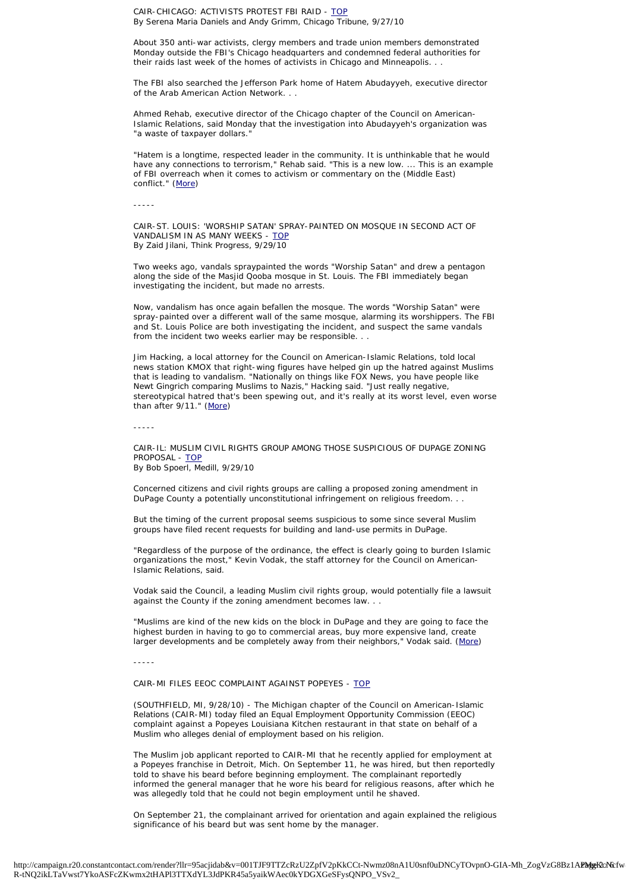CAIR-CHICAGO: ACTIVISTS PROTEST FBI RAID - TOP
By Serena Maria Daniels and Andy Grimm, Chicago Tribune, 9/27/10

About 350 anti-war activists, clergy members and trade union members demonstrated Monday outside the FBI's Chicago headquarters and condemned federal authorities for their raids last week of the homes of activists in Chicago and Minneapolis. . .

The FBI also searched the Jefferson Park home of Hatem Abudayyeh, executive director of the Arab American Action Network. . .

Ahmed Rehab, executive director of the Chicago chapter of the Council on American-Islamic Relations, said Monday that the investigation into Abudayyeh's organization was "a waste of taxpayer dollars."

"Hatem is a longtime, respected leader in the community. It is unthinkable that he would have any connections to terrorism," Rehab said. "This is a new low. ... This is an example of FBI overreach when it comes to activism or commentary on the (Middle East) conflict." (More)

-----

CAIR-ST. LOUIS: 'WORSHIP SATAN' SPRAY-PAINTED ON MOSQUE IN SECOND ACT OF VANDALISM IN AS MANY WEEKS - TOP
By Zaid Jilani, Think Progress, 9/29/10

Two weeks ago, vandals spraypainted the words "Worship Satan" and drew a pentagon along the side of the Masjid Qooba mosque in St. Louis. The FBI immediately began investigating the incident, but made no arrests.

Now, vandalism has once again befallen the mosque. The words "Worship Satan" were spray-painted over a different wall of the same mosque, alarming its worshippers. The FBI and St. Louis Police are both investigating the incident, and suspect the same vandals from the incident two weeks earlier may be responsible. . .

Jim Hacking, a local attorney for the Council on American-Islamic Relations, told local news station KMOX that right-wing figures have helped gin up the hatred against Muslims that is leading to vandalism. "Nationally on things like FOX News, you have people like Newt Gingrich comparing Muslims to Nazis," Hacking said. "Just really negative, stereotypical hatred that's been spewing out, and it's really at its worst level, even worse than after 9/11." (More)

-----

CAIR-IL: MUSLIM CIVIL RIGHTS GROUP AMONG THOSE SUSPICIOUS OF DUPAGE ZONING PROPOSAL - TOP
By Bob Spoerl, Medill, 9/29/10

Concerned citizens and civil rights groups are calling a proposed zoning amendment in DuPage County a potentially unconstitutional infringement on religious freedom. . .

But the timing of the current proposal seems suspicious to some since several Muslim groups have filed recent requests for building and land-use permits in DuPage.

"Regardless of the purpose of the ordinance, the effect is clearly going to burden Islamic organizations the most," Kevin Vodak, the staff attorney for the Council on American-Islamic Relations, said.

Vodak said the Council, a leading Muslim civil rights group, would potentially file a lawsuit against the County if the zoning amendment becomes law. . .

"Muslims are kind of the new kids on the block in DuPage and they are going to face the highest burden in having to go to commercial areas, buy more expensive land, create larger developments and be completely away from their neighbors," Vodak said. (More)

-----

CAIR-MI FILES EEOC COMPLAINT AGAINST POPEYES - TOP

(SOUTHFIELD, MI, 9/28/10) - The Michigan chapter of the Council on American-Islamic Relations (CAIR-MI) today filed an Equal Employment Opportunity Commission (EEOC) complaint against a Popeyes Louisiana Kitchen restaurant in that state on behalf of a Muslim who alleges denial of employment based on his religion.

The Muslim job applicant reported to CAIR-MI that he recently applied for employment at a Popeyes franchise in Detroit, Mich. On September 11, he was hired, but then reportedly told to shave his beard before beginning employment. The complainant reportedly informed the general manager that he wore his beard for religious reasons, after which he was allegedly told that he could not begin employment until he shaved.

On September 21, the complainant arrived for orientation and again explained the religious significance of his beard but was sent home by the manager.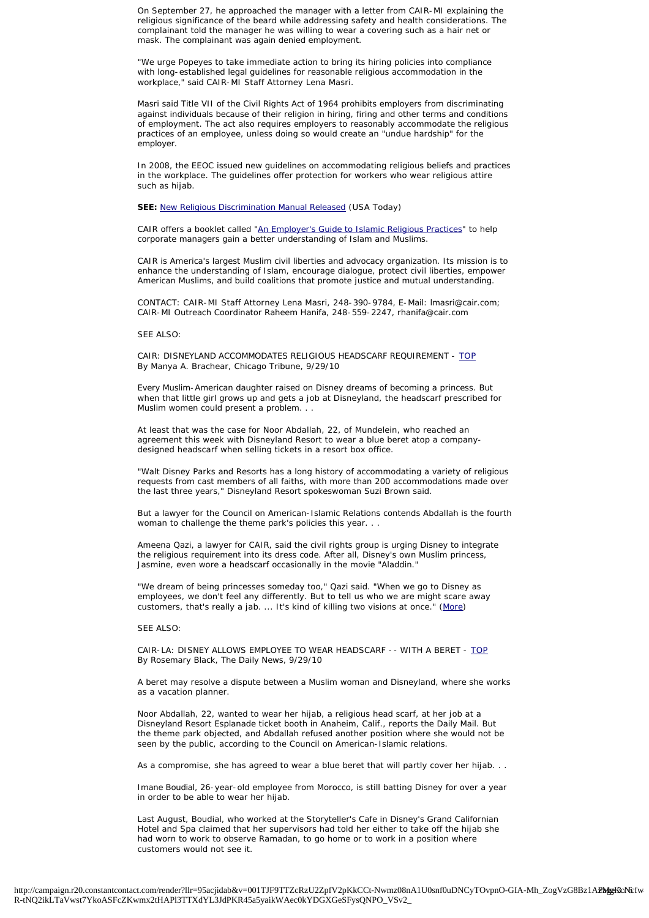On September 27, he approached the manager with a letter from CAIR-MI explaining the religious significance of the beard while addressing safety and health considerations. The complainant told the manager he was willing to wear a covering such as a hair net or mask. The complainant was again denied employment.

"We urge Popeyes to take immediate action to bring its hiring policies into compliance with long-established legal guidelines for reasonable religious accommodation in the workplace," said CAIR-MI Staff Attorney Lena Masri.

Masri said Title VII of the Civil Rights Act of 1964 prohibits employers from discriminating against individuals because of their religion in hiring, firing and other terms and conditions of employment. The act also requires employers to reasonably accommodate the religious practices of an employee, unless doing so would create an "undue hardship" for the employer.

In 2008, the EEOC issued new guidelines on accommodating religious beliefs and practices in the workplace. The guidelines offer protection for workers who wear religious attire such as hijab.

**SEE:** New Religious Discrimination Manual Released (USA Today)

CAIR offers a booklet called "An Employer's Guide to Islamic Religious Practices" to help corporate managers gain a better understanding of Islam and Muslims.

CAIR is America's largest Muslim civil liberties and advocacy organization. Its mission is to enhance the understanding of Islam, encourage dialogue, protect civil liberties, empower American Muslims, and build coalitions that promote justice and mutual understanding.

CONTACT: CAIR-MI Staff Attorney Lena Masri, 248-390-9784, E-Mail: lmasri@cair.com; CAIR-MI Outreach Coordinator Raheem Hanifa, 248-559-2247, rhanifa@cair.com

SEE ALSO:

CAIR: DISNEYLAND ACCOMMODATES RELIGIOUS HEADSCARF REQUIREMENT - TOP
By Manya A. Brachear, Chicago Tribune, 9/29/10

Every Muslim-American daughter raised on Disney dreams of becoming a princess. But when that little girl grows up and gets a job at Disneyland, the headscarf prescribed for Muslim women could present a problem. . .

At least that was the case for Noor Abdallah, 22, of Mundelein, who reached an agreement this week with Disneyland Resort to wear a blue beret atop a company-designed headscarf when selling tickets in a resort box office.

"Walt Disney Parks and Resorts has a long history of accommodating a variety of religious requests from cast members of all faiths, with more than 200 accommodations made over the last three years," Disneyland Resort spokeswoman Suzi Brown said.

But a lawyer for the Council on American-Islamic Relations contends Abdallah is the fourth woman to challenge the theme park's policies this year. . .

Ameena Qazi, a lawyer for CAIR, said the civil rights group is urging Disney to integrate the religious requirement into its dress code. After all, Disney's own Muslim princess, Jasmine, even wore a headscarf occasionally in the movie "Aladdin."

"We dream of being princesses someday too," Qazi said. "When we go to Disney as employees, we don't feel any differently. But to tell us who we are might scare away customers, that's really a jab. ... It's kind of killing two visions at once." (More)

SEE ALSO:

CAIR-LA: DISNEY ALLOWS EMPLOYEE TO WEAR HEADSCARF -- WITH A BERET - TOP
By Rosemary Black, The Daily News, 9/29/10

A beret may resolve a dispute between a Muslim woman and Disneyland, where she works as a vacation planner.

Noor Abdallah, 22, wanted to wear her hijab, a religious head scarf, at her job at a Disneyland Resort Esplanade ticket booth in Anaheim, Calif., reports the Daily Mail. But the theme park objected, and Abdallah refused another position where she would not be seen by the public, according to the Council on American-Islamic relations.

As a compromise, she has agreed to wear a blue beret that will partly cover her hijab. . .

Imane Boudial, 26-year-old employee from Morocco, is still batting Disney for over a year in order to be able to wear her hijab.

Last August, Boudial, who worked at the Storyteller's Cafe in Disney's Grand Californian Hotel and Spa claimed that her supervisors had told her either to take off the hijab she had worn to work to observe Ramadan, to go home or to work in a position where customers would not see it.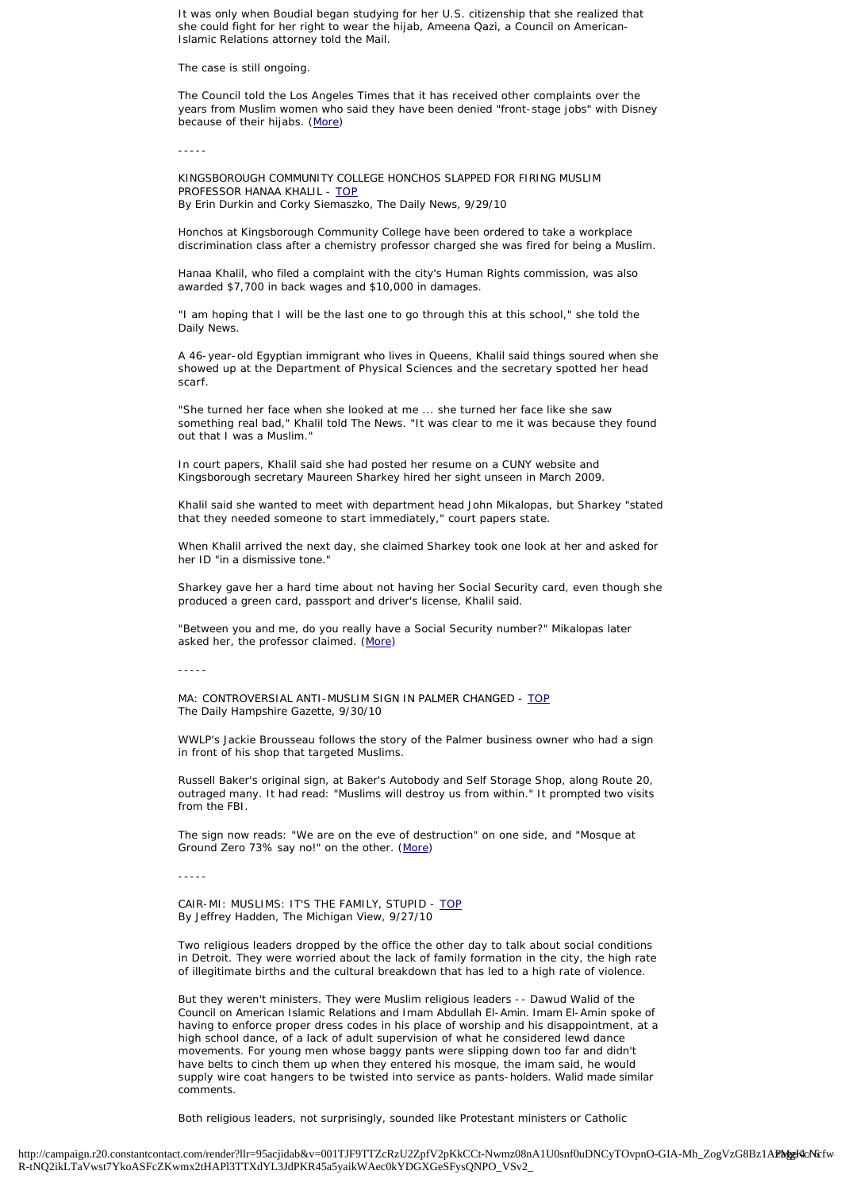It was only when Boudial began studying for her U.S. citizenship that she realized that she could fight for her right to wear the hijab, Ameena Qazi, a Council on American-Islamic Relations attorney told the Mail.

The case is still ongoing.

The Council told the Los Angeles Times that it has received other complaints over the years from Muslim women who said they have been denied "front-stage jobs" with Disney because of their hijabs. (More)

-----

KINGSBOROUGH COMMUNITY COLLEGE HONCHOS SLAPPED FOR FIRING MUSLIM PROFESSOR HANAA KHALIL - TOP
By Erin Durkin and Corky Siemaszko, The Daily News, 9/29/10

Honchos at Kingsborough Community College have been ordered to take a workplace discrimination class after a chemistry professor charged she was fired for being a Muslim.

Hanaa Khalil, who filed a complaint with the city's Human Rights commission, was also awarded $7,700 in back wages and $10,000 in damages.

"I am hoping that I will be the last one to go through this at this school," she told the Daily News.

A 46-year-old Egyptian immigrant who lives in Queens, Khalil said things soured when she showed up at the Department of Physical Sciences and the secretary spotted her head scarf.

"She turned her face when she looked at me ... she turned her face like she saw something real bad," Khalil told The News. "It was clear to me it was because they found out that I was a Muslim."

In court papers, Khalil said she had posted her resume on a CUNY website and Kingsborough secretary Maureen Sharkey hired her sight unseen in March 2009.

Khalil said she wanted to meet with department head John Mikalopas, but Sharkey "stated that they needed someone to start immediately," court papers state.

When Khalil arrived the next day, she claimed Sharkey took one look at her and asked for her ID "in a dismissive tone."

Sharkey gave her a hard time about not having her Social Security card, even though she produced a green card, passport and driver's license, Khalil said.

"Between you and me, do you really have a Social Security number?" Mikalopas later asked her, the professor claimed. (More)

-----

MA: CONTROVERSIAL ANTI-MUSLIM SIGN IN PALMER CHANGED - TOP
The Daily Hampshire Gazette, 9/30/10

WWLP's Jackie Brousseau follows the story of the Palmer business owner who had a sign in front of his shop that targeted Muslims.

Russell Baker's original sign, at Baker's Autobody and Self Storage Shop, along Route 20, outraged many. It had read: "Muslims will destroy us from within." It prompted two visits from the FBI.

The sign now reads: "We are on the eve of destruction" on one side, and "Mosque at Ground Zero 73% say no!" on the other. (More)

-----

CAIR-MI: MUSLIMS: IT'S THE FAMILY, STUPID - TOP
By Jeffrey Hadden, The Michigan View, 9/27/10

Two religious leaders dropped by the office the other day to talk about social conditions in Detroit. They were worried about the lack of family formation in the city, the high rate of illegitimate births and the cultural breakdown that has led to a high rate of violence.

But they weren't ministers. They were Muslim religious leaders -- Dawud Walid of the Council on American Islamic Relations and Imam Abdullah El-Amin. Imam El-Amin spoke of having to enforce proper dress codes in his place of worship and his disappointment, at a high school dance, of a lack of adult supervision of what he considered lewd dance movements. For young men whose baggy pants were slipping down too far and didn't have belts to cinch them up when they entered his mosque, the imam said, he would supply wire coat hangers to be twisted into service as pants-holders. Walid made similar comments.

Both religious leaders, not surprisingly, sounded like Protestant ministers or Catholic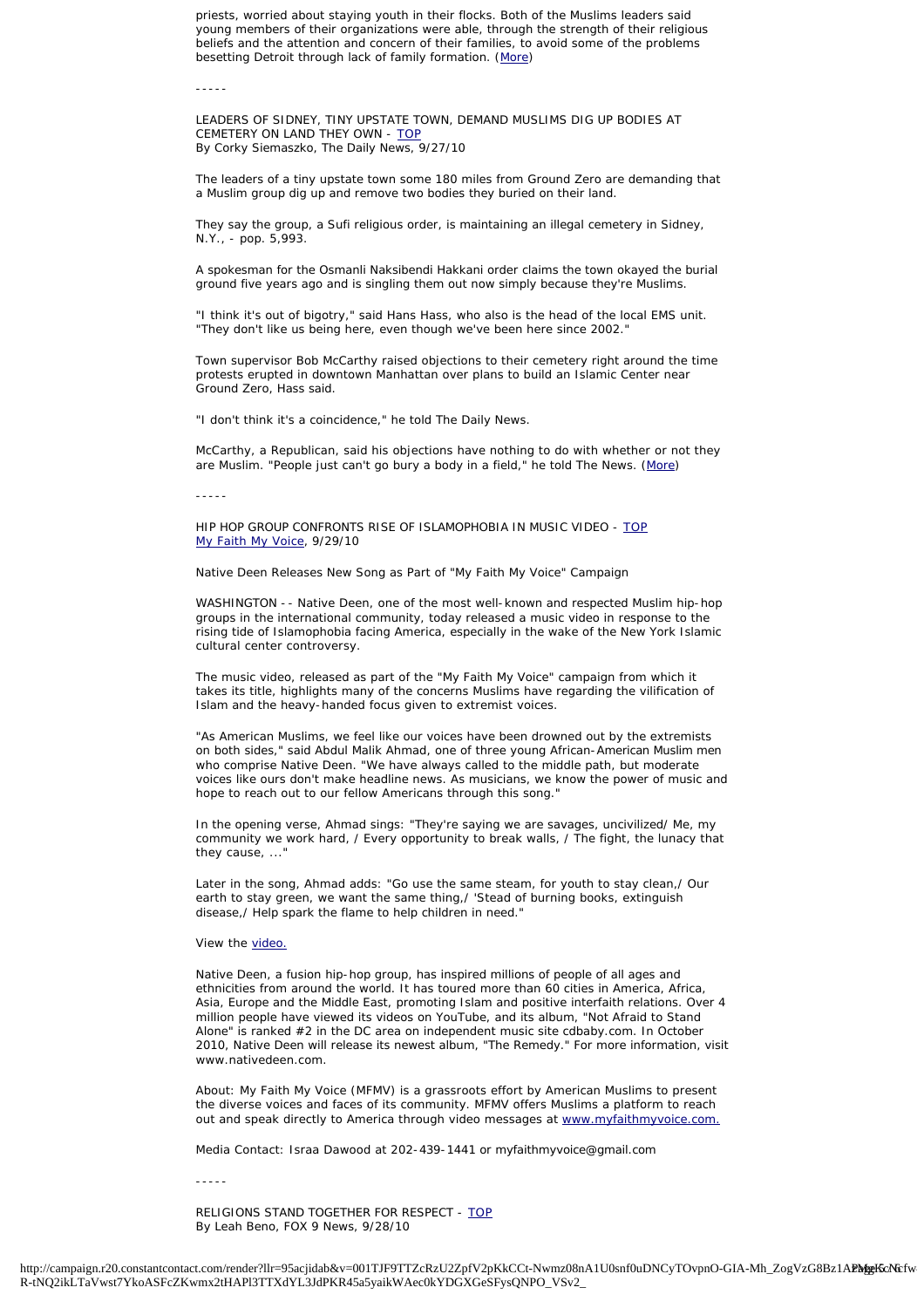priests, worried about staying youth in their flocks. Both of the Muslims leaders said young members of their organizations were able, through the strength of their religious beliefs and the attention and concern of their families, to avoid some of the problems besetting Detroit through lack of family formation. (More)

-----

LEADERS OF SIDNEY, TINY UPSTATE TOWN, DEMAND MUSLIMS DIG UP BODIES AT CEMETERY ON LAND THEY OWN - TOP
By Corky Siemaszko, The Daily News, 9/27/10

The leaders of a tiny upstate town some 180 miles from Ground Zero are demanding that a Muslim group dig up and remove two bodies they buried on their land.

They say the group, a Sufi religious order, is maintaining an illegal cemetery in Sidney, N.Y., - pop. 5,993.

A spokesman for the Osmanli Naksibendi Hakkani order claims the town okayed the burial ground five years ago and is singling them out now simply because they're Muslims.

"I think it's out of bigotry," said Hans Hass, who also is the head of the local EMS unit. "They don't like us being here, even though we've been here since 2002."

Town supervisor Bob McCarthy raised objections to their cemetery right around the time protests erupted in downtown Manhattan over plans to build an Islamic Center near Ground Zero, Hass said.

"I don't think it's a coincidence," he told The Daily News.

McCarthy, a Republican, said his objections have nothing to do with whether or not they are Muslim. "People just can't go bury a body in a field," he told The News. (More)

-----

HIP HOP GROUP CONFRONTS RISE OF ISLAMOPHOBIA IN MUSIC VIDEO - TOP
My Faith My Voice, 9/29/10

Native Deen Releases New Song as Part of "My Faith My Voice" Campaign

WASHINGTON -- Native Deen, one of the most well-known and respected Muslim hip-hop groups in the international community, today released a music video in response to the rising tide of Islamophobia facing America, especially in the wake of the New York Islamic cultural center controversy.

The music video, released as part of the "My Faith My Voice" campaign from which it takes its title, highlights many of the concerns Muslims have regarding the vilification of Islam and the heavy-handed focus given to extremist voices.

"As American Muslims, we feel like our voices have been drowned out by the extremists on both sides," said Abdul Malik Ahmad, one of three young African-American Muslim men who comprise Native Deen. "We have always called to the middle path, but moderate voices like ours don't make headline news. As musicians, we know the power of music and hope to reach out to our fellow Americans through this song."

In the opening verse, Ahmad sings: "They're saying we are savages, uncivilized/ Me, my community we work hard, / Every opportunity to break walls, / The fight, the lunacy that they cause, ..."

Later in the song, Ahmad adds: "Go use the same steam, for youth to stay clean,/ Our earth to stay green, we want the same thing,/ 'Stead of burning books, extinguish disease,/ Help spark the flame to help children in need."

View the video.

Native Deen, a fusion hip-hop group, has inspired millions of people of all ages and ethnicities from around the world. It has toured more than 60 cities in America, Africa, Asia, Europe and the Middle East, promoting Islam and positive interfaith relations. Over 4 million people have viewed its videos on YouTube, and its album, "Not Afraid to Stand Alone" is ranked #2 in the DC area on independent music site cdbaby.com. In October 2010, Native Deen will release its newest album, "The Remedy." For more information, visit www.nativedeen.com.

About: My Faith My Voice (MFMV) is a grassroots effort by American Muslims to present the diverse voices and faces of its community. MFMV offers Muslims a platform to reach out and speak directly to America through video messages at www.myfaithmyvoice.com.

Media Contact: Israa Dawood at 202-439-1441 or myfaithmyvoice@gmail.com

-----

RELIGIONS STAND TOGETHER FOR RESPECT - TOP
By Leah Beno, FOX 9 News, 9/28/10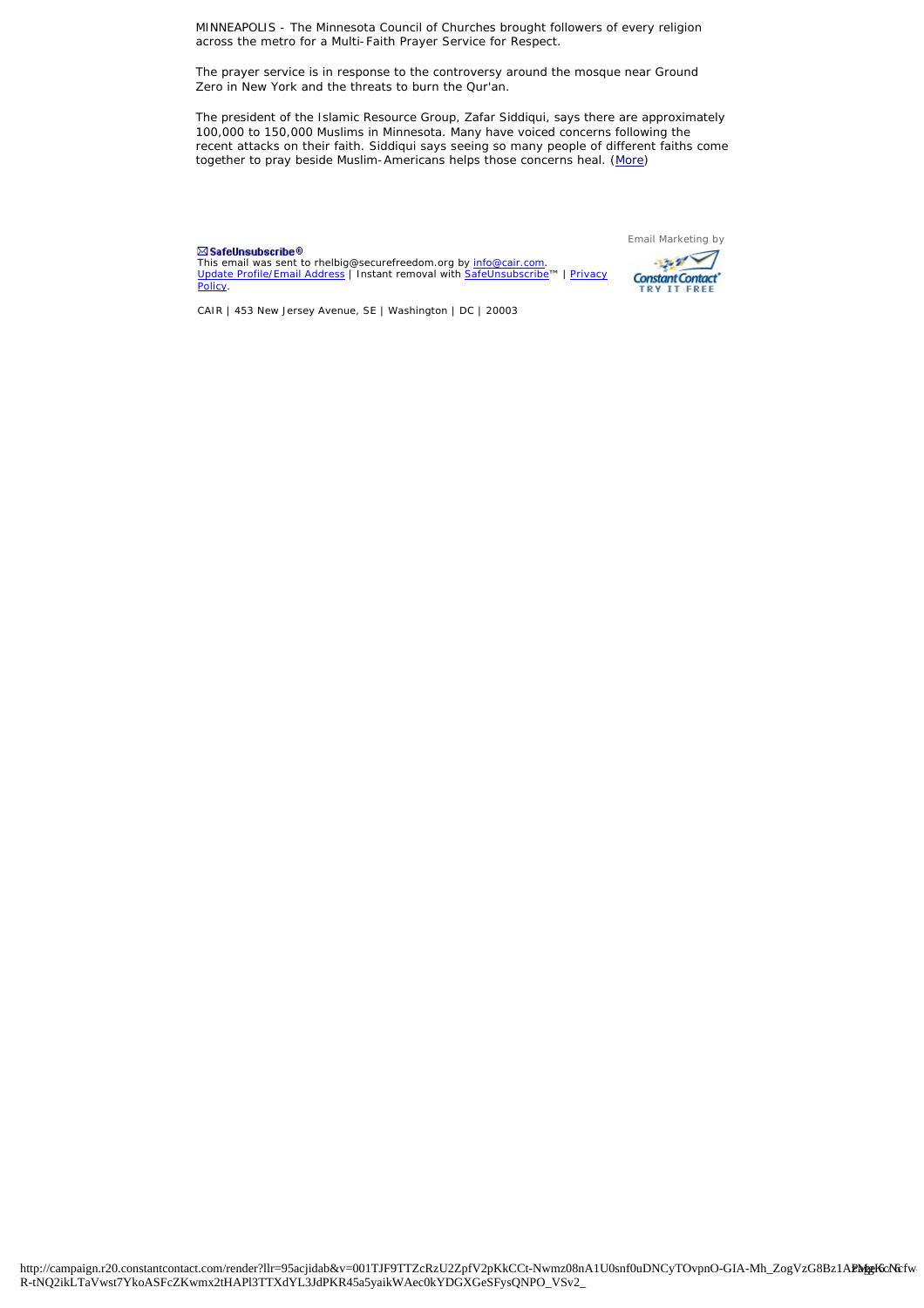MINNEAPOLIS - The Minnesota Council of Churches brought followers of every religion across the metro for a Multi-Faith Prayer Service for Respect.

The prayer service is in response to the controversy around the mosque near Ground Zero in New York and the threats to burn the Qur'an.

The president of the Islamic Resource Group, Zafar Siddiqui, says there are approximately 100,000 to 150,000 Muslims in Minnesota. Many have voiced concerns following the recent attacks on their faith. Siddiqui says seeing so many people of different faiths come together to pray beside Muslim-Americans helps those concerns heal. (More)

Email Marketing by

Constant Contact TRY IT FREE

SafeUnsubscribe®

This email was sent to rhelbig@securefreedom.org by info@cair.com.
Update Profile/Email Address | Instant removal with SafeUnsubscribe™ | Privacy Policy.

CAIR | 453 New Jersey Avenue, SE | Washington | DC | 20003